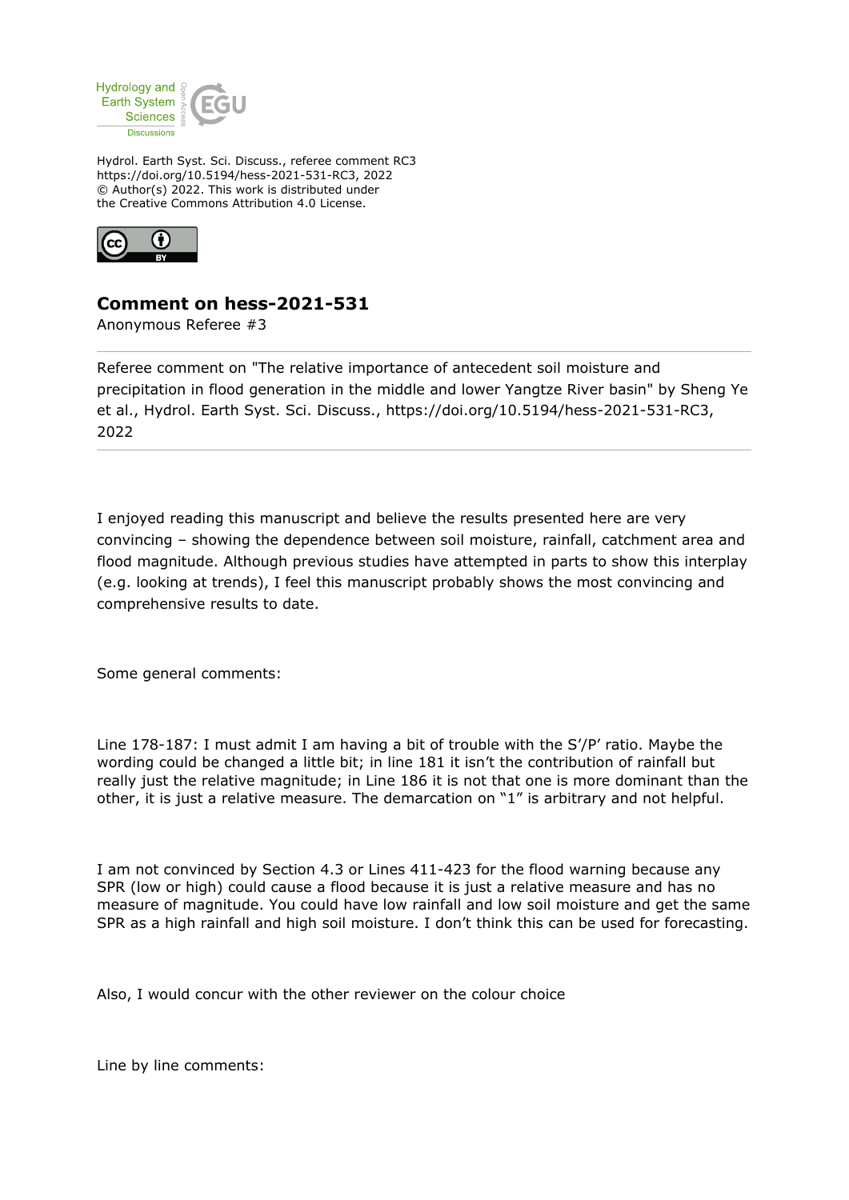Hydrol. Earth Syst. Sci. Discuss., referee comment RC3
https://doi.org/10.5194/hess-2021-531-RC3, 2022
© Author(s) 2022. This work is distributed under
the Creative Commons Attribution 4.0 License.

## Comment on hess-2021-531

Anonymous Referee #3

---

Referee comment on "The relative importance of antecedent soil moisture and precipitation in flood generation in the middle and lower Yangtze River basin" by Sheng Ye et al., Hydrol. Earth Syst. Sci. Discuss., https://doi.org/10.5194/hess-2021-531-RC3, 2022

---

I enjoyed reading this manuscript and believe the results presented here are very convincing – showing the dependence between soil moisture, rainfall, catchment area and flood magnitude. Although previous studies have attempted in parts to show this interplay (e.g. looking at trends), I feel this manuscript probably shows the most convincing and comprehensive results to date.

Some general comments:

Line 178-187: I must admit I am having a bit of trouble with the S'/P' ratio. Maybe the wording could be changed a little bit; in line 181 it isn't the contribution of rainfall but really just the relative magnitude; in Line 186 it is not that one is more dominant than the other, it is just a relative measure. The demarcation on "1" is arbitrary and not helpful.

I am not convinced by Section 4.3 or Lines 411-423 for the flood warning because any SPR (low or high) could cause a flood because it is just a relative measure and has no measure of magnitude. You could have low rainfall and low soil moisture and get the same SPR as a high rainfall and high soil moisture. I don't think this can be used for forecasting.

Also, I would concur with the other reviewer on the colour choice

Line by line comments: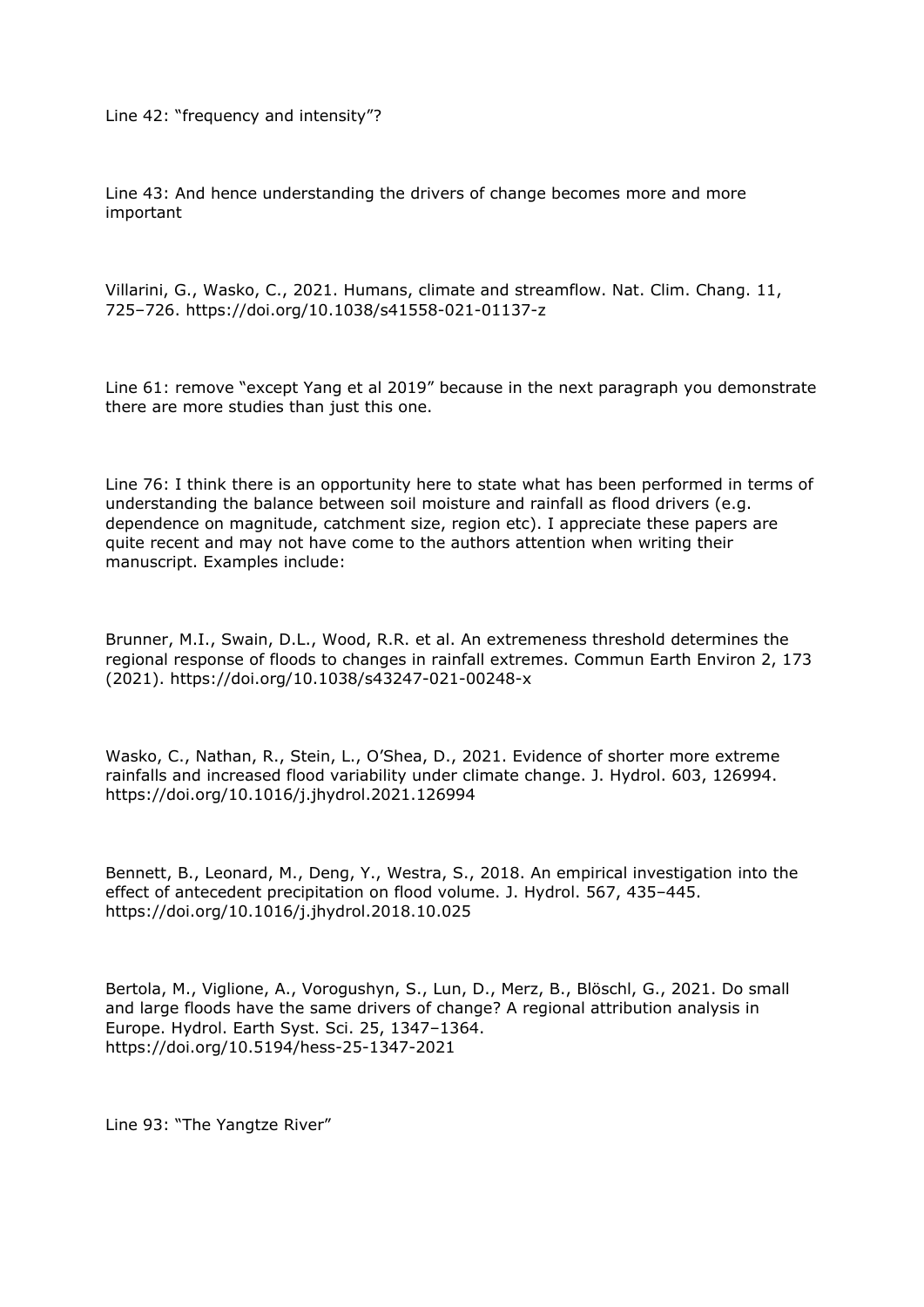Line 42: “frequency and intensity”?

Line 43: And hence understanding the drivers of change becomes more and more important

Villarini, G., Wasko, C., 2021. Humans, climate and streamflow. Nat. Clim. Chang. 11, 725–726. https://doi.org/10.1038/s41558-021-01137-z

Line 61: remove “except Yang et al 2019” because in the next paragraph you demonstrate there are more studies than just this one.

Line 76: I think there is an opportunity here to state what has been performed in terms of understanding the balance between soil moisture and rainfall as flood drivers (e.g. dependence on magnitude, catchment size, region etc). I appreciate these papers are quite recent and may not have come to the authors attention when writing their manuscript. Examples include:

Brunner, M.I., Swain, D.L., Wood, R.R. et al. An extremeness threshold determines the regional response of floods to changes in rainfall extremes. Commun Earth Environ 2, 173 (2021). https://doi.org/10.1038/s43247-021-00248-x

Wasko, C., Nathan, R., Stein, L., O’Shea, D., 2021. Evidence of shorter more extreme rainfalls and increased flood variability under climate change. J. Hydrol. 603, 126994. https://doi.org/10.1016/j.jhydrol.2021.126994

Bennett, B., Leonard, M., Deng, Y., Westra, S., 2018. An empirical investigation into the effect of antecedent precipitation on flood volume. J. Hydrol. 567, 435–445. https://doi.org/10.1016/j.jhydrol.2018.10.025

Bertola, M., Viglione, A., Vorogushyn, S., Lun, D., Merz, B., Blöschl, G., 2021. Do small and large floods have the same drivers of change? A regional attribution analysis in Europe. Hydrol. Earth Syst. Sci. 25, 1347–1364. https://doi.org/10.5194/hess-25-1347-2021

Line 93: “The Yangtze River”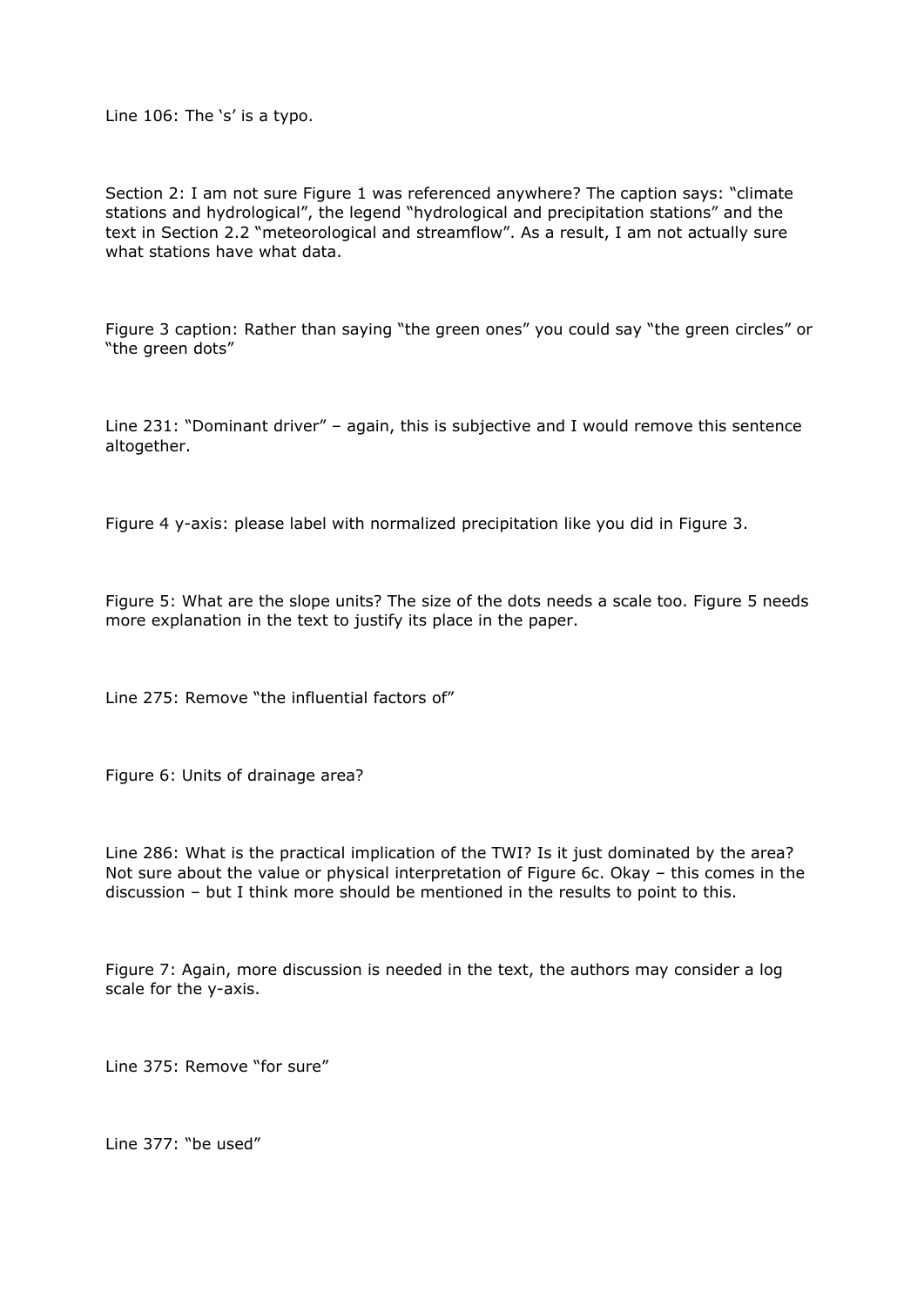Line 106: The 's' is a typo.

Section 2: I am not sure Figure 1 was referenced anywhere? The caption says: "climate stations and hydrological", the legend "hydrological and precipitation stations" and the text in Section 2.2 "meteorological and streamflow". As a result, I am not actually sure what stations have what data.

Figure 3 caption: Rather than saying "the green ones" you could say "the green circles" or "the green dots"

Line 231: "Dominant driver" – again, this is subjective and I would remove this sentence altogether.

Figure 4 y-axis: please label with normalized precipitation like you did in Figure 3.

Figure 5: What are the slope units? The size of the dots needs a scale too. Figure 5 needs more explanation in the text to justify its place in the paper.

Line 275: Remove "the influential factors of"

Figure 6: Units of drainage area?

Line 286: What is the practical implication of the TWI? Is it just dominated by the area? Not sure about the value or physical interpretation of Figure 6c. Okay – this comes in the discussion – but I think more should be mentioned in the results to point to this.

Figure 7: Again, more discussion is needed in the text, the authors may consider a log scale for the y-axis.

Line 375: Remove "for sure"

Line 377: "be used"